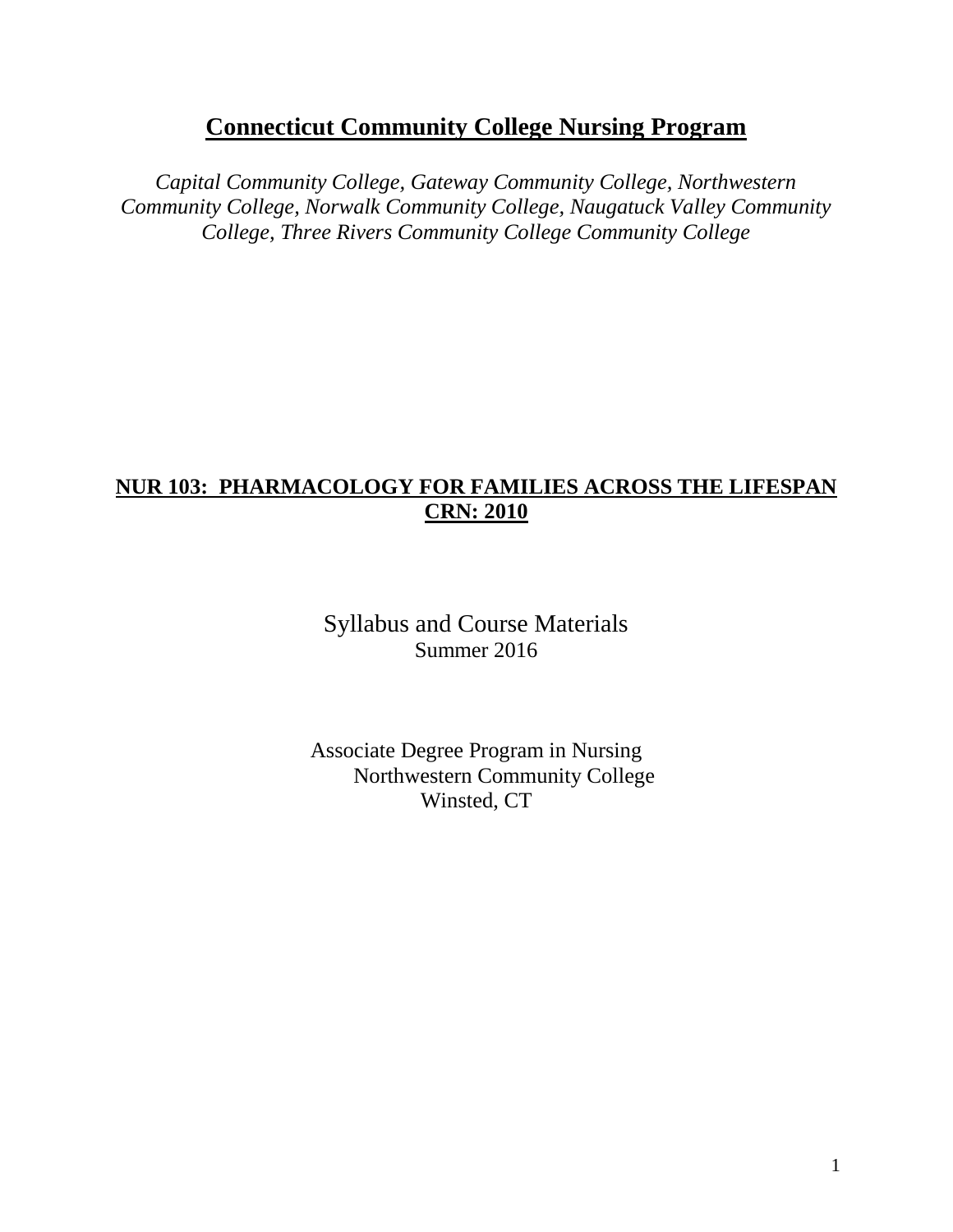# Connecticut Community College Nursing Program

*Capital Community College, Gateway Community College, Northwestern Community College, Norwalk Community College, Naugatuck Valley Community College, Three Rivers Community College Community College*

## NUR 103: PHARMACOLOGY FOR FAMILIES ACROSS THE LIFESPAN CRN: 2010

Syllabus and Course Materials
Summer 2016

Associate Degree Program in Nursing
Northwestern Community College
Winsted, CT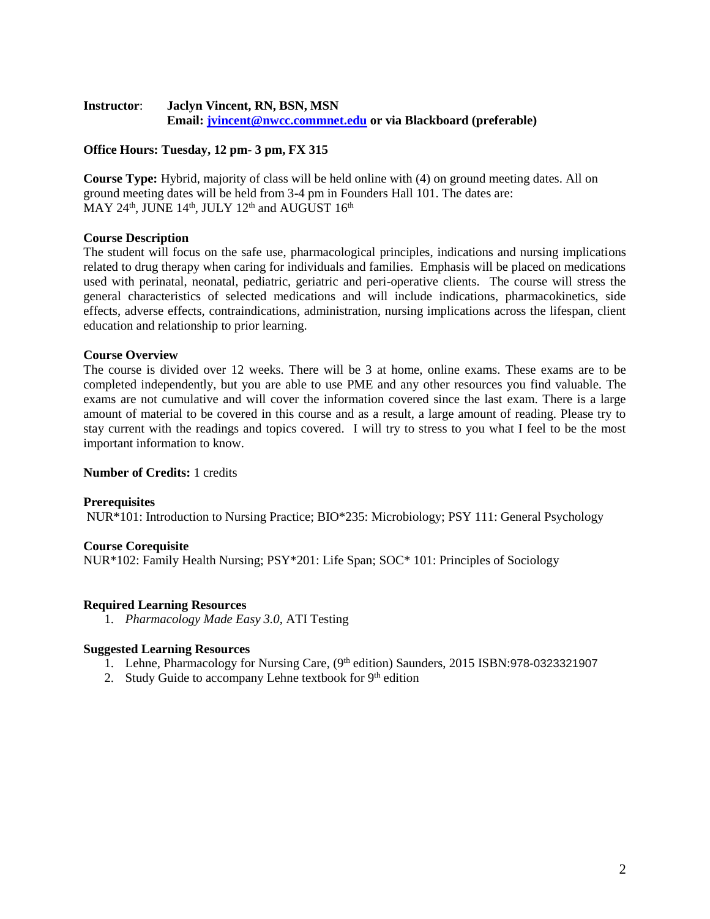**Instructor**: **Jaclyn Vincent, RN, BSN, MSN**
**Email: [jvincent@nwcc.commnet.edu](mailto:jvincent@nwcc.commnet.edu) or via Blackboard (preferable)**

**Office Hours: Tuesday, 12 pm- 3 pm, FX 315**

**Course Type:** Hybrid, majority of class will be held online with (4) on ground meeting dates. All on ground meeting dates will be held from 3-4 pm in Founders Hall 101. The dates are: MAY 24th, JUNE 14th, JULY 12th and AUGUST 16th

**Course Description**

The student will focus on the safe use, pharmacological principles, indications and nursing implications related to drug therapy when caring for individuals and families. Emphasis will be placed on medications used with perinatal, neonatal, pediatric, geriatric and peri-operative clients. The course will stress the general characteristics of selected medications and will include indications, pharmacokinetics, side effects, adverse effects, contraindications, administration, nursing implications across the lifespan, client education and relationship to prior learning.

**Course Overview**

The course is divided over 12 weeks. There will be 3 at home, online exams. These exams are to be completed independently, but you are able to use PME and any other resources you find valuable. The exams are not cumulative and will cover the information covered since the last exam. There is a large amount of material to be covered in this course and as a result, a large amount of reading. Please try to stay current with the readings and topics covered. I will try to stress to you what I feel to be the most important information to know.

**Number of Credits:** 1 credits

**Prerequisites**

NUR*101: Introduction to Nursing Practice; BIO*235: Microbiology; PSY 111: General Psychology

**Course Corequisite**

NUR*102: Family Health Nursing; PSY*201: Life Span; SOC* 101: Principles of Sociology

**Required Learning Resources**

1. *Pharmacology Made Easy 3.0*, ATI Testing

**Suggested Learning Resources**

1. Lehne, Pharmacology for Nursing Care, (9th edition) Saunders, 2015 ISBN:978-0323321907
2. Study Guide to accompany Lehne textbook for 9th edition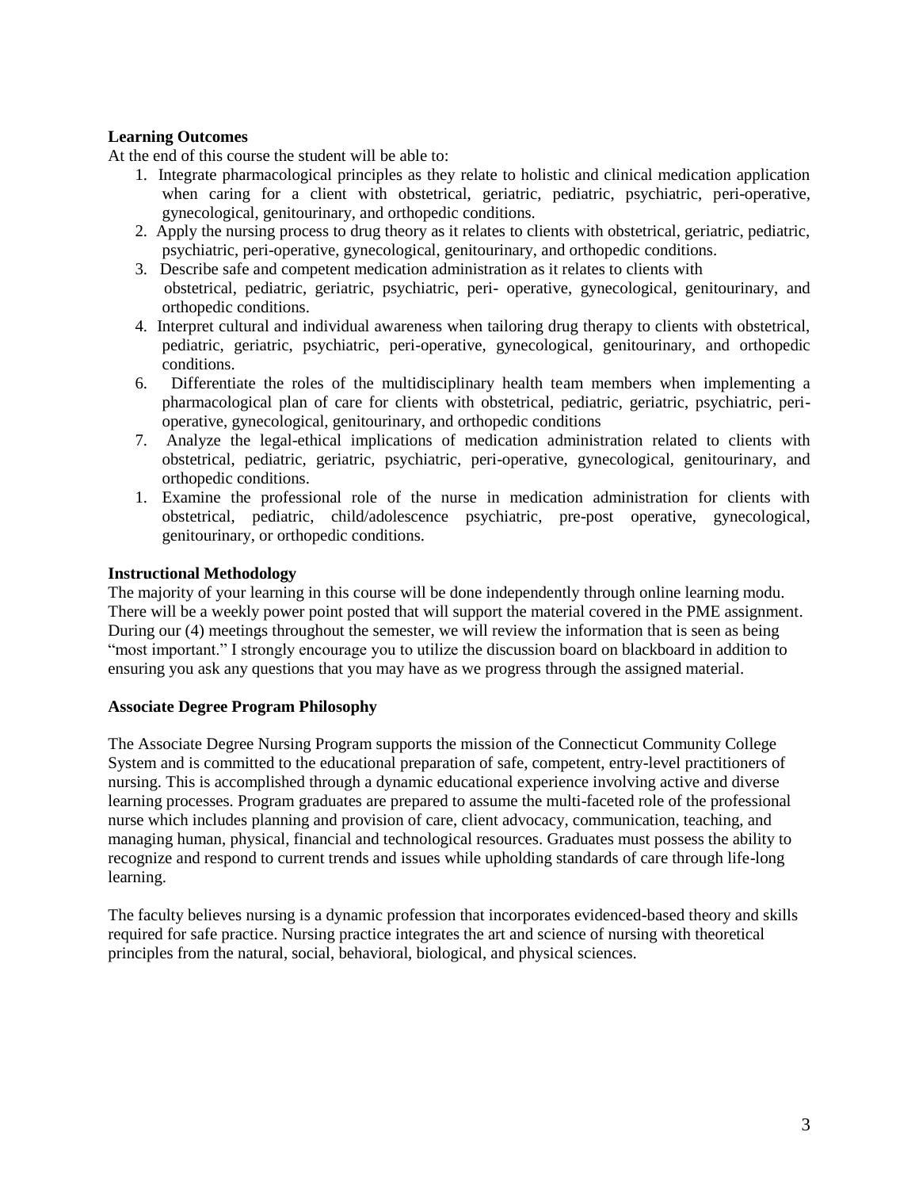**Learning Outcomes**

At the end of this course the student will be able to:

1. Integrate pharmacological principles as they relate to holistic and clinical medication application when caring for a client with obstetrical, geriatric, pediatric, psychiatric, peri-operative, gynecological, genitourinary, and orthopedic conditions.
2. Apply the nursing process to drug theory as it relates to clients with obstetrical, geriatric, pediatric, psychiatric, peri-operative, gynecological, genitourinary, and orthopedic conditions.
3. Describe safe and competent medication administration as it relates to clients with obstetrical, pediatric, geriatric, psychiatric, peri- operative, gynecological, genitourinary, and orthopedic conditions.
4. Interpret cultural and individual awareness when tailoring drug therapy to clients with obstetrical, pediatric, geriatric, psychiatric, peri-operative, gynecological, genitourinary, and orthopedic conditions.
6. Differentiate the roles of the multidisciplinary health team members when implementing a pharmacological plan of care for clients with obstetrical, pediatric, geriatric, psychiatric, peri-operative, gynecological, genitourinary, and orthopedic conditions
7. Analyze the legal-ethical implications of medication administration related to clients with obstetrical, pediatric, geriatric, psychiatric, peri-operative, gynecological, genitourinary, and orthopedic conditions.
1. Examine the professional role of the nurse in medication administration for clients with obstetrical, pediatric, child/adolescence psychiatric, pre-post operative, gynecological, genitourinary, or orthopedic conditions.

**Instructional Methodology**

The majority of your learning in this course will be done independently through online learning modu. There will be a weekly power point posted that will support the material covered in the PME assignment. During our (4) meetings throughout the semester, we will review the information that is seen as being "most important." I strongly encourage you to utilize the discussion board on blackboard in addition to ensuring you ask any questions that you may have as we progress through the assigned material.

**Associate Degree Program Philosophy**

The Associate Degree Nursing Program supports the mission of the Connecticut Community College System and is committed to the educational preparation of safe, competent, entry-level practitioners of nursing. This is accomplished through a dynamic educational experience involving active and diverse learning processes. Program graduates are prepared to assume the multi-faceted role of the professional nurse which includes planning and provision of care, client advocacy, communication, teaching, and managing human, physical, financial and technological resources. Graduates must possess the ability to recognize and respond to current trends and issues while upholding standards of care through life-long learning.

The faculty believes nursing is a dynamic profession that incorporates evidenced-based theory and skills required for safe practice. Nursing practice integrates the art and science of nursing with theoretical principles from the natural, social, behavioral, biological, and physical sciences.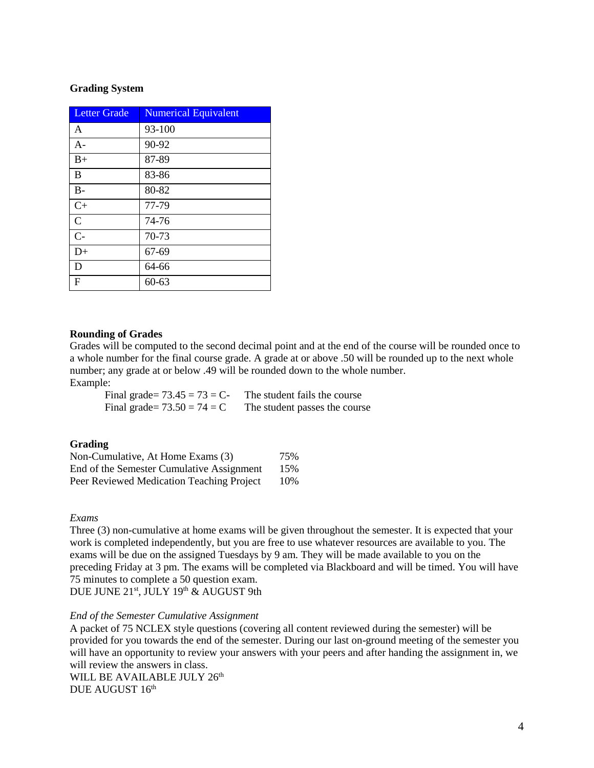**Grading System**

| Letter Grade | Numerical Equivalent |
|---|---|
| A | 93-100 |
| A- | 90-92 |
| B+ | 87-89 |
| B | 83-86 |
| B- | 80-82 |
| C+ | 77-79 |
| C | 74-76 |
| C- | 70-73 |
| D+ | 67-69 |
| D | 64-66 |
| F | 60-63 |

**Rounding of Grades**

Grades will be computed to the second decimal point and at the end of the course will be rounded once to a whole number for the final course grade. A grade at or above .50 will be rounded up to the next whole number; any grade at or below .49 will be rounded down to the whole number.

Example:

Final grade= 73.45 = 73 = C- The student fails the course
Final grade= 73.50 = 74 = C The student passes the course

**Grading**

| | |
|---|---|
| Non-Cumulative, At Home Exams (3) | 75% |
| End of the Semester Cumulative Assignment | 15% |
| Peer Reviewed Medication Teaching Project | 10% |

*Exams*

Three (3) non-cumulative at home exams will be given throughout the semester. It is expected that your work is completed independently, but you are free to use whatever resources are available to you. The exams will be due on the assigned Tuesdays by 9 am. They will be made available to you on the preceding Friday at 3 pm. The exams will be completed via Blackboard and will be timed. You will have 75 minutes to complete a 50 question exam.

DUE JUNE 21st, JULY 19th & AUGUST 9th

*End of the Semester Cumulative Assignment*

A packet of 75 NCLEX style questions (covering all content reviewed during the semester) will be provided for you towards the end of the semester. During our last on-ground meeting of the semester you will have an opportunity to review your answers with your peers and after handing the assignment in, we will review the answers in class.

WILL BE AVAILABLE JULY 26th

DUE AUGUST 16th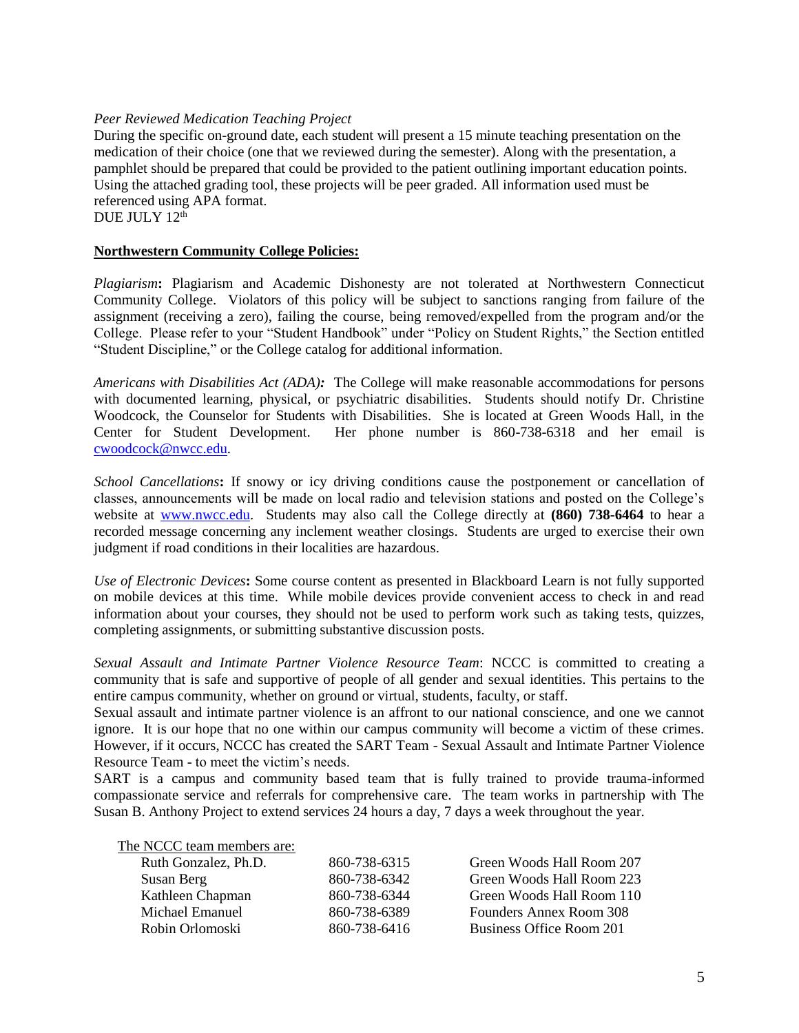*Peer Reviewed Medication Teaching Project*

During the specific on-ground date, each student will present a 15 minute teaching presentation on the medication of their choice (one that we reviewed during the semester). Along with the presentation, a pamphlet should be prepared that could be provided to the patient outlining important education points. Using the attached grading tool, these projects will be peer graded. All information used must be referenced using APA format.

DUE JULY 12th

**Northwestern Community College Policies:**

*Plagiarism***:** Plagiarism and Academic Dishonesty are not tolerated at Northwestern Connecticut Community College. Violators of this policy will be subject to sanctions ranging from failure of the assignment (receiving a zero), failing the course, being removed/expelled from the program and/or the College. Please refer to your "Student Handbook" under "Policy on Student Rights," the Section entitled "Student Discipline," or the College catalog for additional information.

*Americans with Disabilities Act (ADA)***:** The College will make reasonable accommodations for persons with documented learning, physical, or psychiatric disabilities. Students should notify Dr. Christine Woodcock, the Counselor for Students with Disabilities. She is located at Green Woods Hall, in the Center for Student Development. Her phone number is 860-738-6318 and her email is cwoodcock@nwcc.edu.

*School Cancellations***:** If snowy or icy driving conditions cause the postponement or cancellation of classes, announcements will be made on local radio and television stations and posted on the College's website at www.nwcc.edu. Students may also call the College directly at **(860) 738-6464** to hear a recorded message concerning any inclement weather closings. Students are urged to exercise their own judgment if road conditions in their localities are hazardous.

*Use of Electronic Devices***:** Some course content as presented in Blackboard Learn is not fully supported on mobile devices at this time. While mobile devices provide convenient access to check in and read information about your courses, they should not be used to perform work such as taking tests, quizzes, completing assignments, or submitting substantive discussion posts.

*Sexual Assault and Intimate Partner Violence Resource Team*: NCCC is committed to creating a community that is safe and supportive of people of all gender and sexual identities. This pertains to the entire campus community, whether on ground or virtual, students, faculty, or staff.

Sexual assault and intimate partner violence is an affront to our national conscience, and one we cannot ignore. It is our hope that no one within our campus community will become a victim of these crimes. However, if it occurs, NCCC has created the SART Team - Sexual Assault and Intimate Partner Violence Resource Team - to meet the victim's needs.

SART is a campus and community based team that is fully trained to provide trauma-informed compassionate service and referrals for comprehensive care. The team works in partnership with The Susan B. Anthony Project to extend services 24 hours a day, 7 days a week throughout the year.

The NCCC team members are:

| Name | Phone | Location |
|---|---|---|
| Ruth Gonzalez, Ph.D. | 860-738-6315 | Green Woods Hall Room 207 |
| Susan Berg | 860-738-6342 | Green Woods Hall Room 223 |
| Kathleen Chapman | 860-738-6344 | Green Woods Hall Room 110 |
| Michael Emanuel | 860-738-6389 | Founders Annex Room 308 |
| Robin Orlomoski | 860-738-6416 | Business Office Room 201 |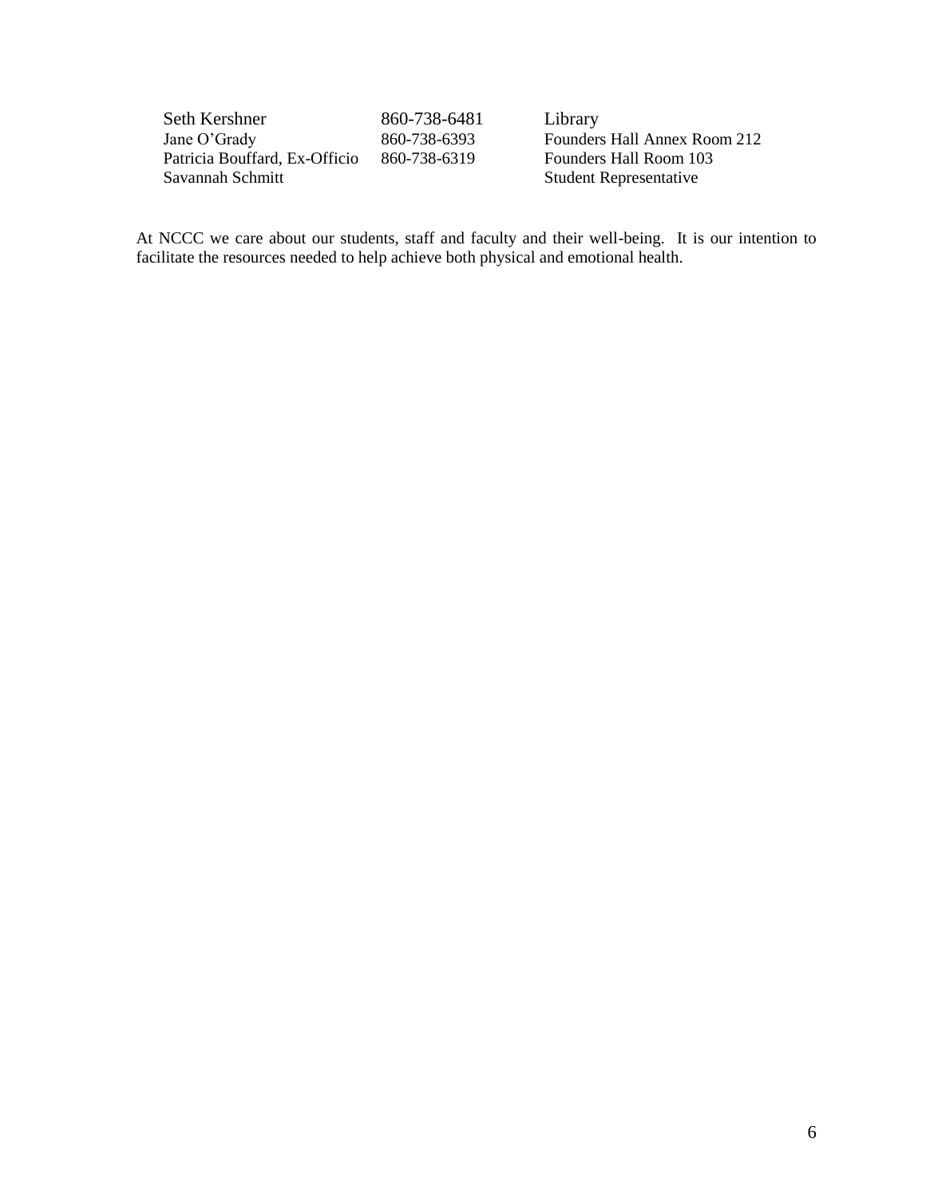| | | |
|---|---|---|
| Seth Kershner | 860-738-6481 | Library |
| Jane O'Grady | 860-738-6393 | Founders Hall Annex Room 212 |
| Patricia Bouffard, Ex-Officio | 860-738-6319 | Founders Hall Room 103 |
| Savannah Schmitt | | Student Representative |

At NCCC we care about our students, staff and faculty and their well-being. It is our intention to facilitate the resources needed to help achieve both physical and emotional health.